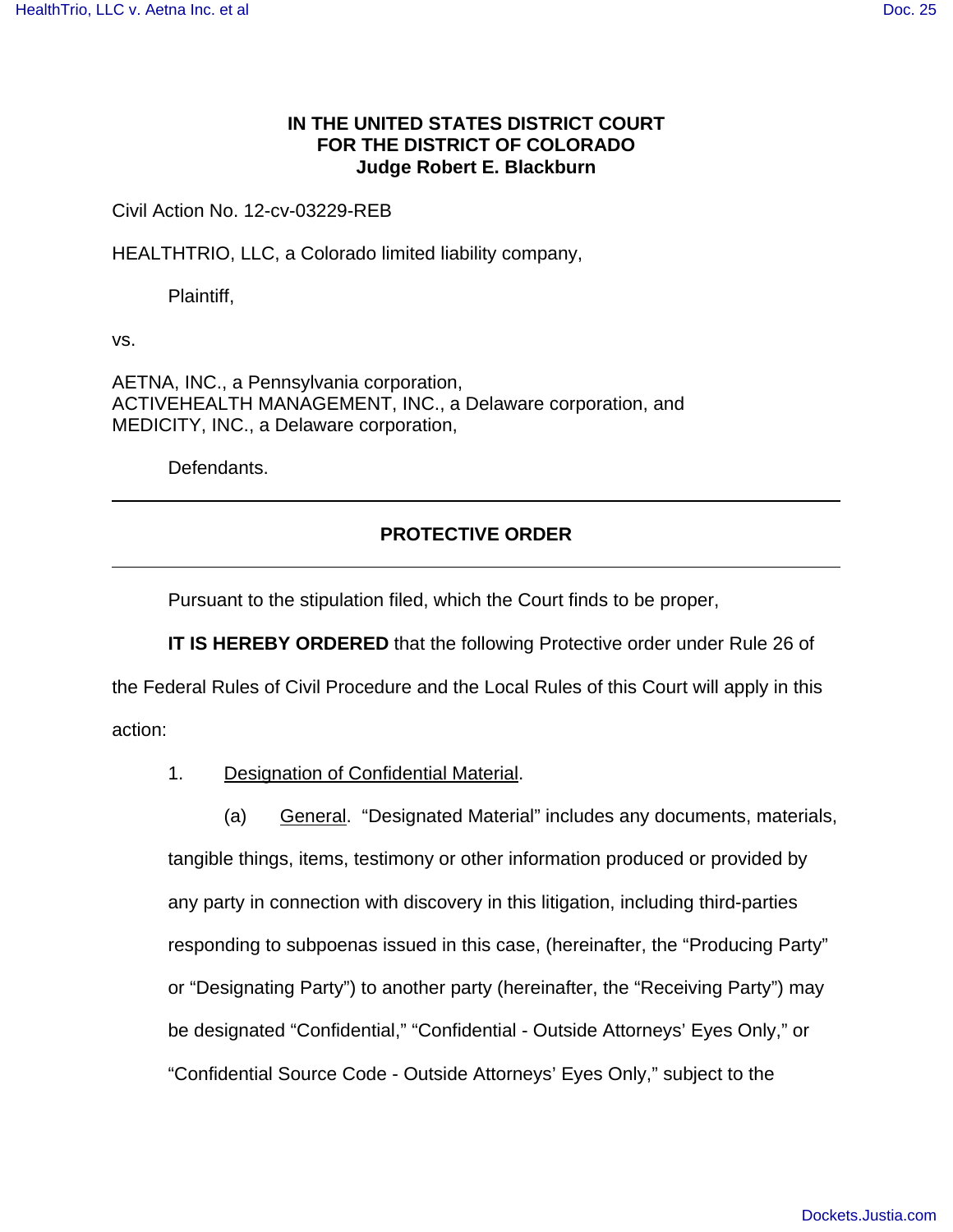**IN THE UNITED STATES DISTRICT COURT**
**FOR THE DISTRICT OF COLORADO**
**Judge Robert E. Blackburn**

Civil Action No. 12-cv-03229-REB

HEALTHTRIO, LLC, a Colorado limited liability company,

Plaintiff,

vs.

AETNA, INC., a Pennsylvania corporation,
ACTIVEHEALTH MANAGEMENT, INC., a Delaware corporation, and
MEDICITY, INC., a Delaware corporation,

Defendants.

---

**PROTECTIVE ORDER**

---

Pursuant to the stipulation filed, which the Court finds to be proper,

**IT IS HEREBY ORDERED** that the following Protective order under Rule 26 of the Federal Rules of Civil Procedure and the Local Rules of this Court will apply in this action:

1. Designation of Confidential Material.

(a) General. "Designated Material" includes any documents, materials, tangible things, items, testimony or other information produced or provided by any party in connection with discovery in this litigation, including third-parties responding to subpoenas issued in this case, (hereinafter, the "Producing Party" or "Designating Party") to another party (hereinafter, the "Receiving Party") may be designated "Confidential," "Confidential - Outside Attorneys' Eyes Only," or "Confidential Source Code - Outside Attorneys' Eyes Only," subject to the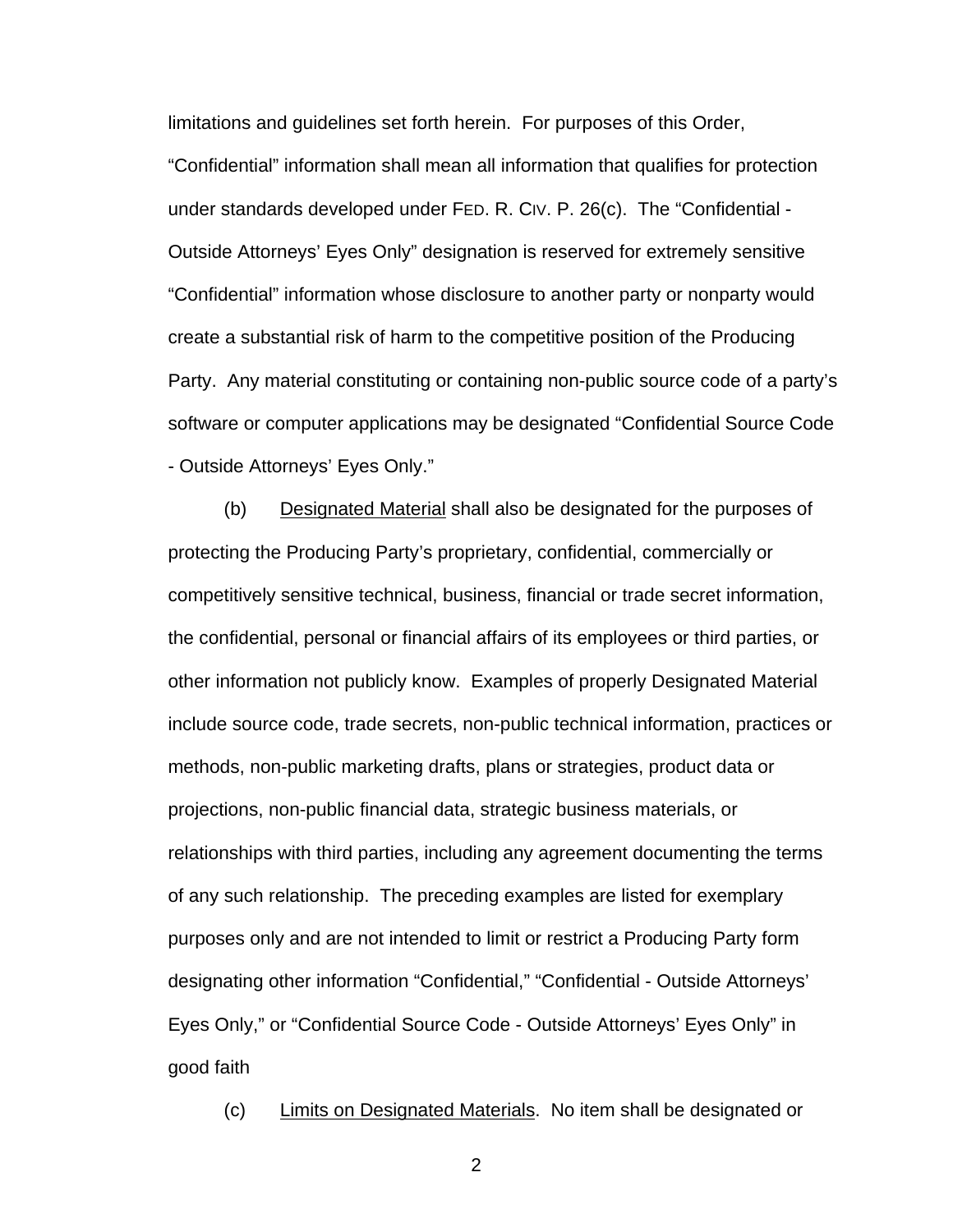limitations and guidelines set forth herein. For purposes of this Order, "Confidential" information shall mean all information that qualifies for protection under standards developed under FED. R. CIV. P. 26(c). The "Confidential - Outside Attorneys' Eyes Only" designation is reserved for extremely sensitive "Confidential" information whose disclosure to another party or nonparty would create a substantial risk of harm to the competitive position of the Producing Party. Any material constituting or containing non-public source code of a party's software or computer applications may be designated "Confidential Source Code - Outside Attorneys' Eyes Only."

(b) <u>Designated Material</u> shall also be designated for the purposes of protecting the Producing Party's proprietary, confidential, commercially or competitively sensitive technical, business, financial or trade secret information, the confidential, personal or financial affairs of its employees or third parties, or other information not publicly know. Examples of properly Designated Material include source code, trade secrets, non-public technical information, practices or methods, non-public marketing drafts, plans or strategies, product data or projections, non-public financial data, strategic business materials, or relationships with third parties, including any agreement documenting the terms of any such relationship. The preceding examples are listed for exemplary purposes only and are not intended to limit or restrict a Producing Party form designating other information "Confidential," "Confidential - Outside Attorneys' Eyes Only," or "Confidential Source Code - Outside Attorneys' Eyes Only" in good faith

(c) <u>Limits on Designated Materials</u>. No item shall be designated or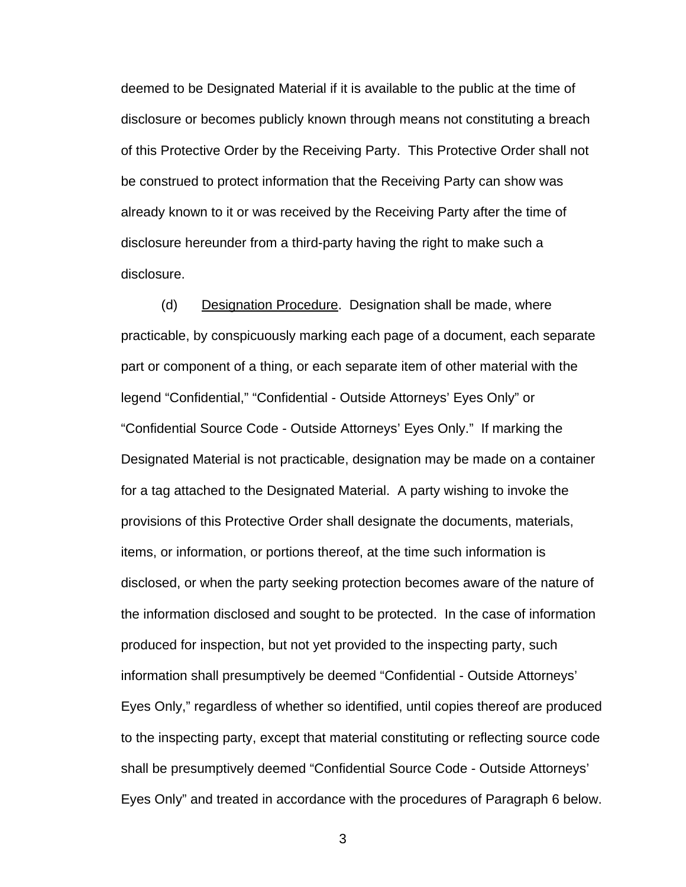deemed to be Designated Material if it is available to the public at the time of disclosure or becomes publicly known through means not constituting a breach of this Protective Order by the Receiving Party. This Protective Order shall not be construed to protect information that the Receiving Party can show was already known to it or was received by the Receiving Party after the time of disclosure hereunder from a third-party having the right to make such a disclosure.

(d) Designation Procedure. Designation shall be made, where practicable, by conspicuously marking each page of a document, each separate part or component of a thing, or each separate item of other material with the legend "Confidential," "Confidential - Outside Attorneys' Eyes Only" or "Confidential Source Code - Outside Attorneys' Eyes Only." If marking the Designated Material is not practicable, designation may be made on a container for a tag attached to the Designated Material. A party wishing to invoke the provisions of this Protective Order shall designate the documents, materials, items, or information, or portions thereof, at the time such information is disclosed, or when the party seeking protection becomes aware of the nature of the information disclosed and sought to be protected. In the case of information produced for inspection, but not yet provided to the inspecting party, such information shall presumptively be deemed "Confidential - Outside Attorneys' Eyes Only," regardless of whether so identified, until copies thereof are produced to the inspecting party, except that material constituting or reflecting source code shall be presumptively deemed "Confidential Source Code - Outside Attorneys' Eyes Only" and treated in accordance with the procedures of Paragraph 6 below.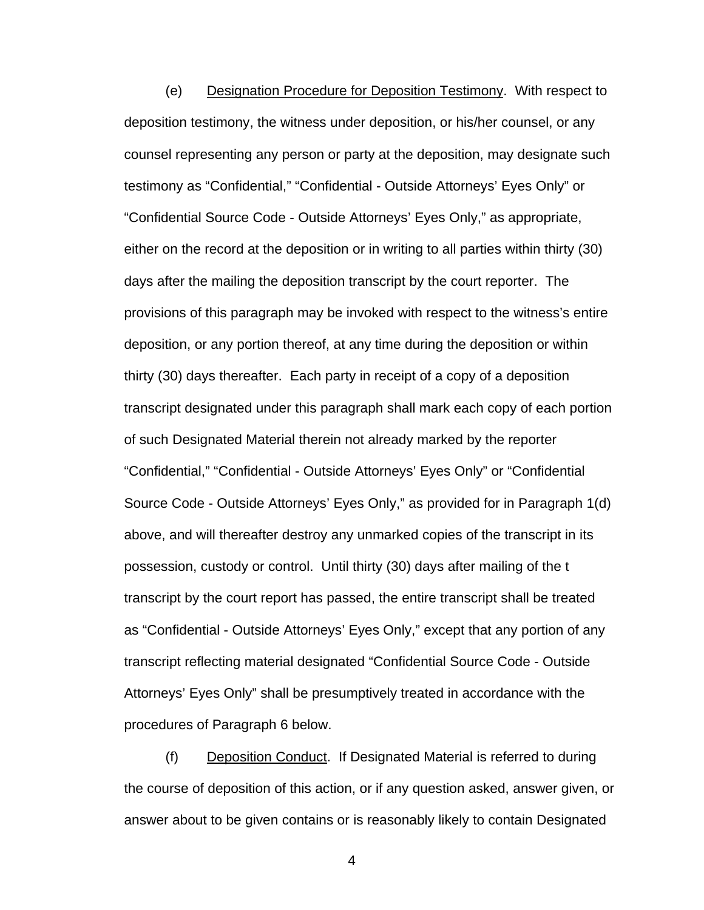(e) <u>Designation Procedure for Deposition Testimony</u>. With respect to deposition testimony, the witness under deposition, or his/her counsel, or any counsel representing any person or party at the deposition, may designate such testimony as “Confidential,” “Confidential - Outside Attorneys’ Eyes Only” or “Confidential Source Code - Outside Attorneys’ Eyes Only,” as appropriate, either on the record at the deposition or in writing to all parties within thirty (30) days after the mailing the deposition transcript by the court reporter. The provisions of this paragraph may be invoked with respect to the witness’s entire deposition, or any portion thereof, at any time during the deposition or within thirty (30) days thereafter. Each party in receipt of a copy of a deposition transcript designated under this paragraph shall mark each copy of each portion of such Designated Material therein not already marked by the reporter “Confidential,” “Confidential - Outside Attorneys’ Eyes Only” or “Confidential Source Code - Outside Attorneys’ Eyes Only,” as provided for in Paragraph 1(d) above, and will thereafter destroy any unmarked copies of the transcript in its possession, custody or control. Until thirty (30) days after mailing of the t transcript by the court report has passed, the entire transcript shall be treated as “Confidential - Outside Attorneys’ Eyes Only,” except that any portion of any transcript reflecting material designated “Confidential Source Code - Outside Attorneys’ Eyes Only” shall be presumptively treated in accordance with the procedures of Paragraph 6 below.

(f) <u>Deposition Conduct</u>. If Designated Material is referred to during the course of deposition of this action, or if any question asked, answer given, or answer about to be given contains or is reasonably likely to contain Designated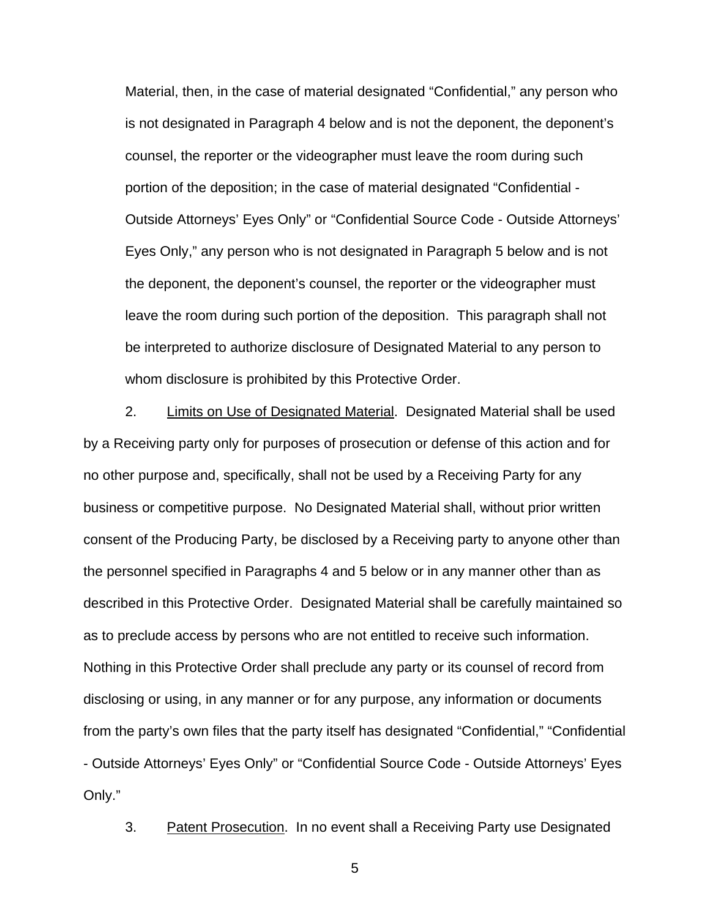Material, then, in the case of material designated "Confidential," any person who is not designated in Paragraph 4 below and is not the deponent, the deponent's counsel, the reporter or the videographer must leave the room during such portion of the deposition; in the case of material designated "Confidential - Outside Attorneys' Eyes Only" or "Confidential Source Code - Outside Attorneys' Eyes Only," any person who is not designated in Paragraph 5 below and is not the deponent, the deponent's counsel, the reporter or the videographer must leave the room during such portion of the deposition. This paragraph shall not be interpreted to authorize disclosure of Designated Material to any person to whom disclosure is prohibited by this Protective Order.

2. Limits on Use of Designated Material. Designated Material shall be used by a Receiving party only for purposes of prosecution or defense of this action and for no other purpose and, specifically, shall not be used by a Receiving Party for any business or competitive purpose. No Designated Material shall, without prior written consent of the Producing Party, be disclosed by a Receiving party to anyone other than the personnel specified in Paragraphs 4 and 5 below or in any manner other than as described in this Protective Order. Designated Material shall be carefully maintained so as to preclude access by persons who are not entitled to receive such information. Nothing in this Protective Order shall preclude any party or its counsel of record from disclosing or using, in any manner or for any purpose, any information or documents from the party's own files that the party itself has designated "Confidential," "Confidential - Outside Attorneys' Eyes Only" or "Confidential Source Code - Outside Attorneys' Eyes Only."

3. Patent Prosecution. In no event shall a Receiving Party use Designated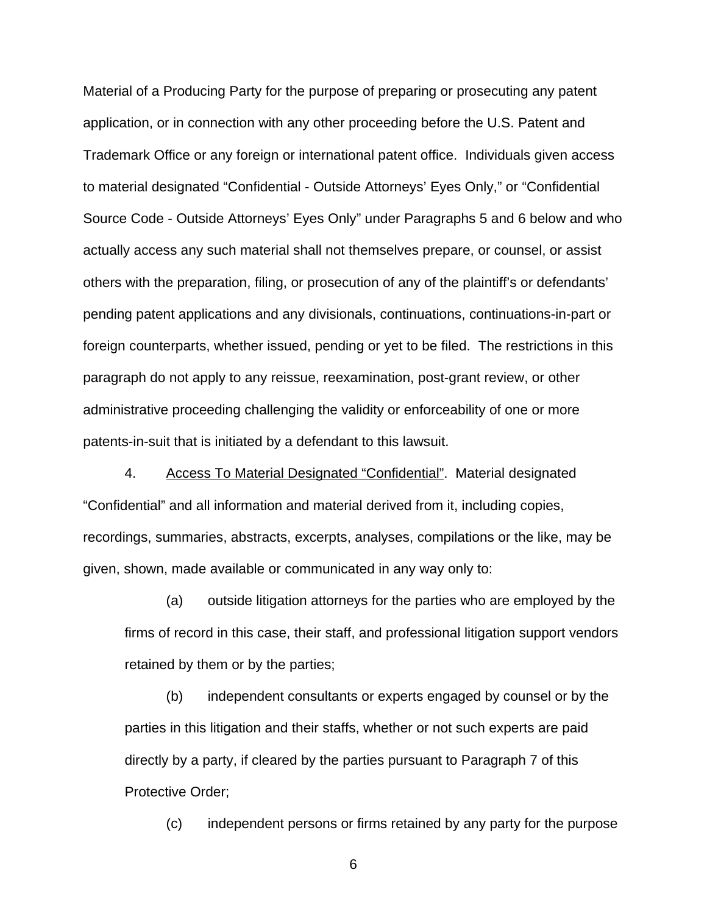Material of a Producing Party for the purpose of preparing or prosecuting any patent application, or in connection with any other proceeding before the U.S. Patent and Trademark Office or any foreign or international patent office. Individuals given access to material designated "Confidential - Outside Attorneys' Eyes Only," or "Confidential Source Code - Outside Attorneys' Eyes Only" under Paragraphs 5 and 6 below and who actually access any such material shall not themselves prepare, or counsel, or assist others with the preparation, filing, or prosecution of any of the plaintiff's or defendants' pending patent applications and any divisionals, continuations, continuations-in-part or foreign counterparts, whether issued, pending or yet to be filed. The restrictions in this paragraph do not apply to any reissue, reexamination, post-grant review, or other administrative proceeding challenging the validity or enforceability of one or more patents-in-suit that is initiated by a defendant to this lawsuit.

4. <u>Access To Material Designated "Confidential"</u>. Material designated "Confidential" and all information and material derived from it, including copies, recordings, summaries, abstracts, excerpts, analyses, compilations or the like, may be given, shown, made available or communicated in any way only to:

(a) outside litigation attorneys for the parties who are employed by the firms of record in this case, their staff, and professional litigation support vendors retained by them or by the parties;

(b) independent consultants or experts engaged by counsel or by the parties in this litigation and their staffs, whether or not such experts are paid directly by a party, if cleared by the parties pursuant to Paragraph 7 of this Protective Order;

(c) independent persons or firms retained by any party for the purpose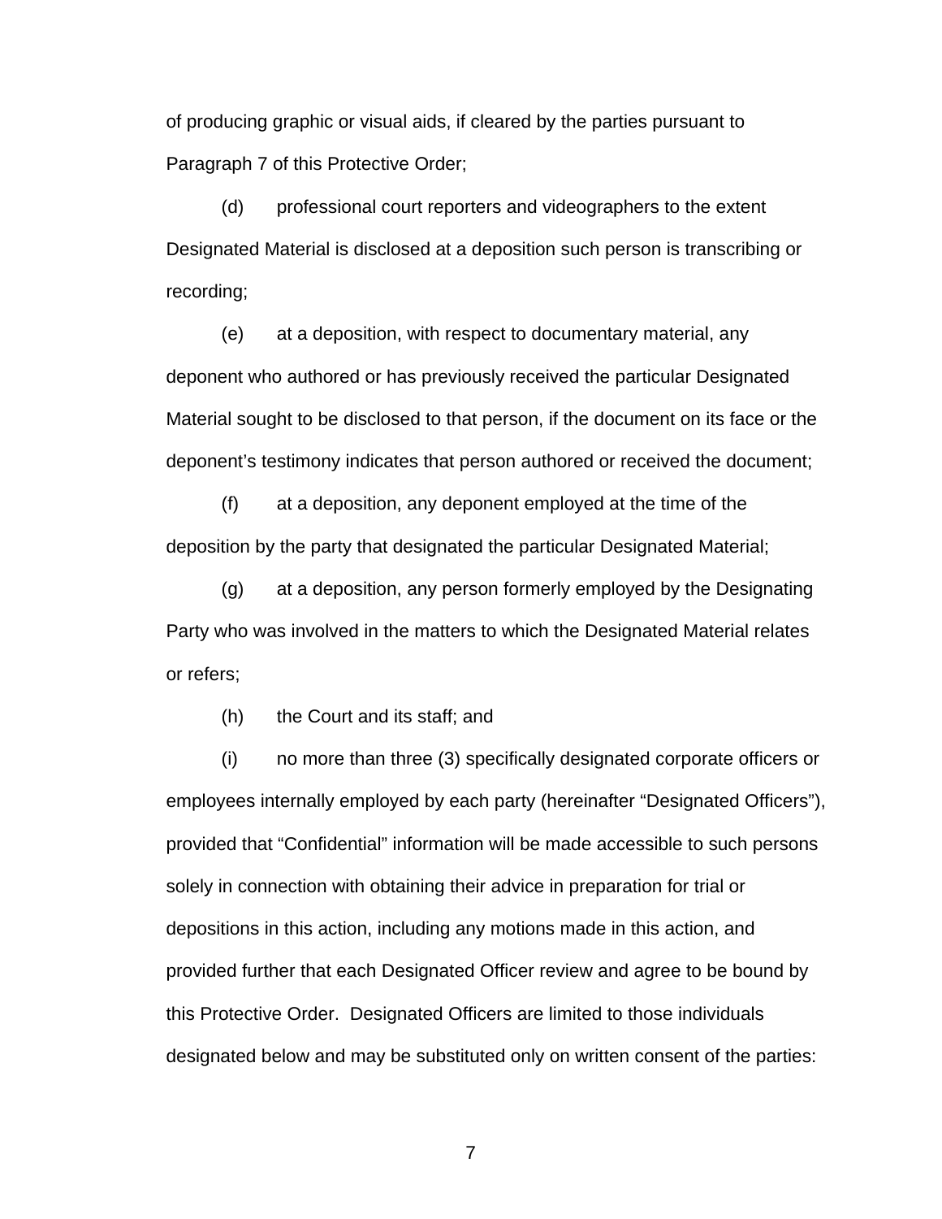of producing graphic or visual aids, if cleared by the parties pursuant to Paragraph 7 of this Protective Order;

(d) professional court reporters and videographers to the extent Designated Material is disclosed at a deposition such person is transcribing or recording;

(e) at a deposition, with respect to documentary material, any deponent who authored or has previously received the particular Designated Material sought to be disclosed to that person, if the document on its face or the deponent's testimony indicates that person authored or received the document;

(f) at a deposition, any deponent employed at the time of the deposition by the party that designated the particular Designated Material;

(g) at a deposition, any person formerly employed by the Designating Party who was involved in the matters to which the Designated Material relates or refers;

(h) the Court and its staff; and

(i) no more than three (3) specifically designated corporate officers or employees internally employed by each party (hereinafter "Designated Officers"), provided that "Confidential" information will be made accessible to such persons solely in connection with obtaining their advice in preparation for trial or depositions in this action, including any motions made in this action, and provided further that each Designated Officer review and agree to be bound by this Protective Order. Designated Officers are limited to those individuals designated below and may be substituted only on written consent of the parties: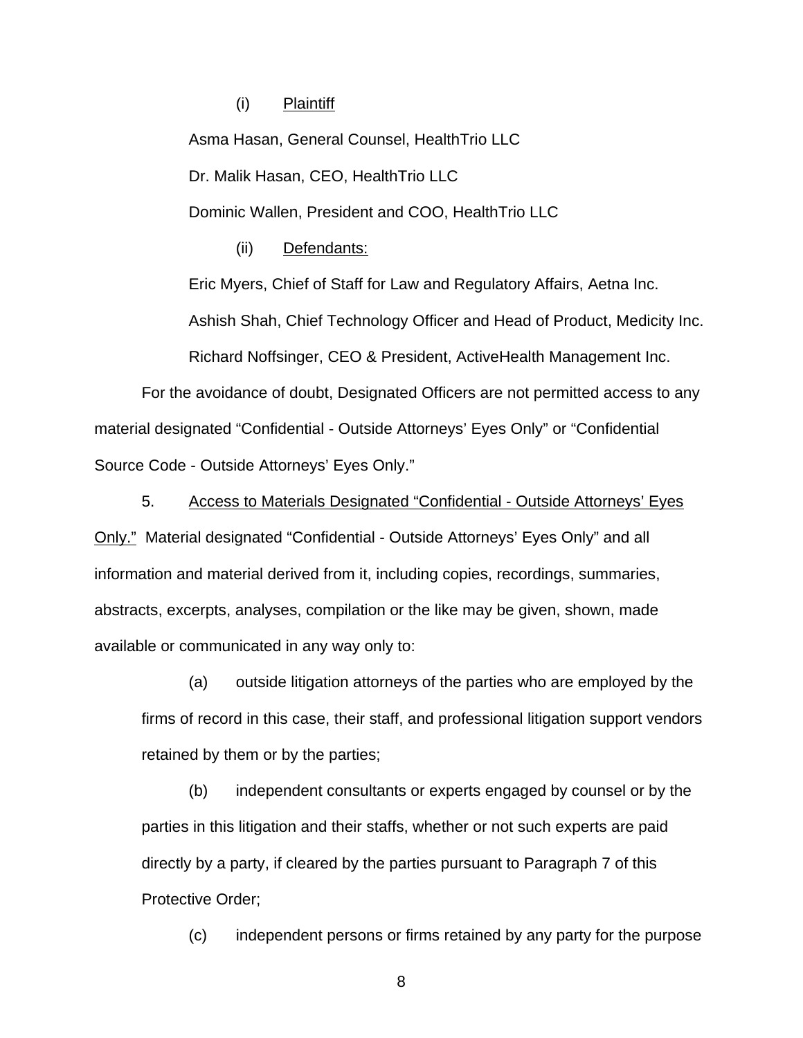(i) <u>Plaintiff</u>

Asma Hasan, General Counsel, HealthTrio LLC

Dr. Malik Hasan, CEO, HealthTrio LLC

Dominic Wallen, President and COO, HealthTrio LLC

(ii) <u>Defendants:</u>

Eric Myers, Chief of Staff for Law and Regulatory Affairs, Aetna Inc.

Ashish Shah, Chief Technology Officer and Head of Product, Medicity Inc.

Richard Noffsinger, CEO & President, ActiveHealth Management Inc.

For the avoidance of doubt, Designated Officers are not permitted access to any material designated "Confidential - Outside Attorneys' Eyes Only" or "Confidential Source Code - Outside Attorneys' Eyes Only."

5. <u>Access to Materials Designated "Confidential - Outside Attorneys' Eyes Only."</u> Material designated "Confidential - Outside Attorneys' Eyes Only" and all information and material derived from it, including copies, recordings, summaries, abstracts, excerpts, analyses, compilation or the like may be given, shown, made available or communicated in any way only to:

(a) outside litigation attorneys of the parties who are employed by the firms of record in this case, their staff, and professional litigation support vendors retained by them or by the parties;

(b) independent consultants or experts engaged by counsel or by the parties in this litigation and their staffs, whether or not such experts are paid directly by a party, if cleared by the parties pursuant to Paragraph 7 of this Protective Order;

(c) independent persons or firms retained by any party for the purpose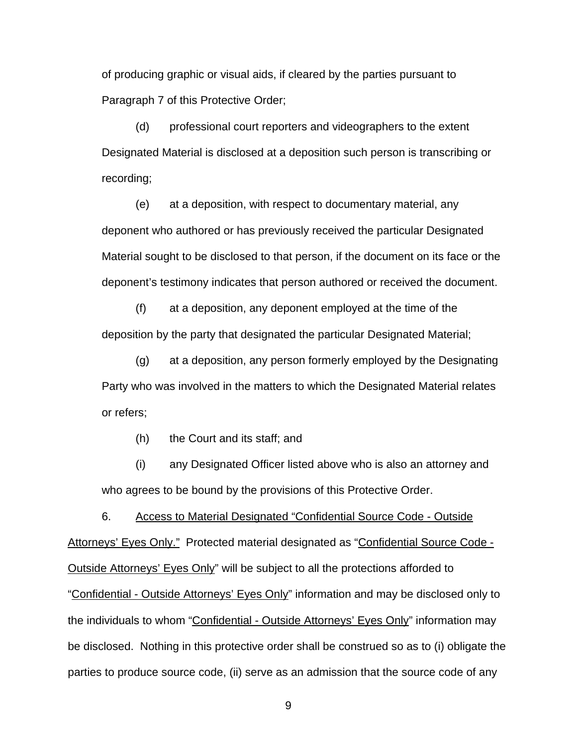of producing graphic or visual aids, if cleared by the parties pursuant to Paragraph 7 of this Protective Order;

(d) professional court reporters and videographers to the extent Designated Material is disclosed at a deposition such person is transcribing or recording;

(e) at a deposition, with respect to documentary material, any deponent who authored or has previously received the particular Designated Material sought to be disclosed to that person, if the document on its face or the deponent's testimony indicates that person authored or received the document.

(f) at a deposition, any deponent employed at the time of the deposition by the party that designated the particular Designated Material;

(g) at a deposition, any person formerly employed by the Designating Party who was involved in the matters to which the Designated Material relates or refers;

(h) the Court and its staff; and

(i) any Designated Officer listed above who is also an attorney and who agrees to be bound by the provisions of this Protective Order.

6. <u>Access to Material Designated "Confidential Source Code - Outside Attorneys' Eyes Only."</u> Protected material designated as "<u>Confidential Source Code - Outside Attorneys' Eyes Only</u>" will be subject to all the protections afforded to "<u>Confidential - Outside Attorneys' Eyes Only</u>" information and may be disclosed only to the individuals to whom "<u>Confidential - Outside Attorneys' Eyes Only</u>" information may be disclosed. Nothing in this protective order shall be construed so as to (i) obligate the parties to produce source code, (ii) serve as an admission that the source code of any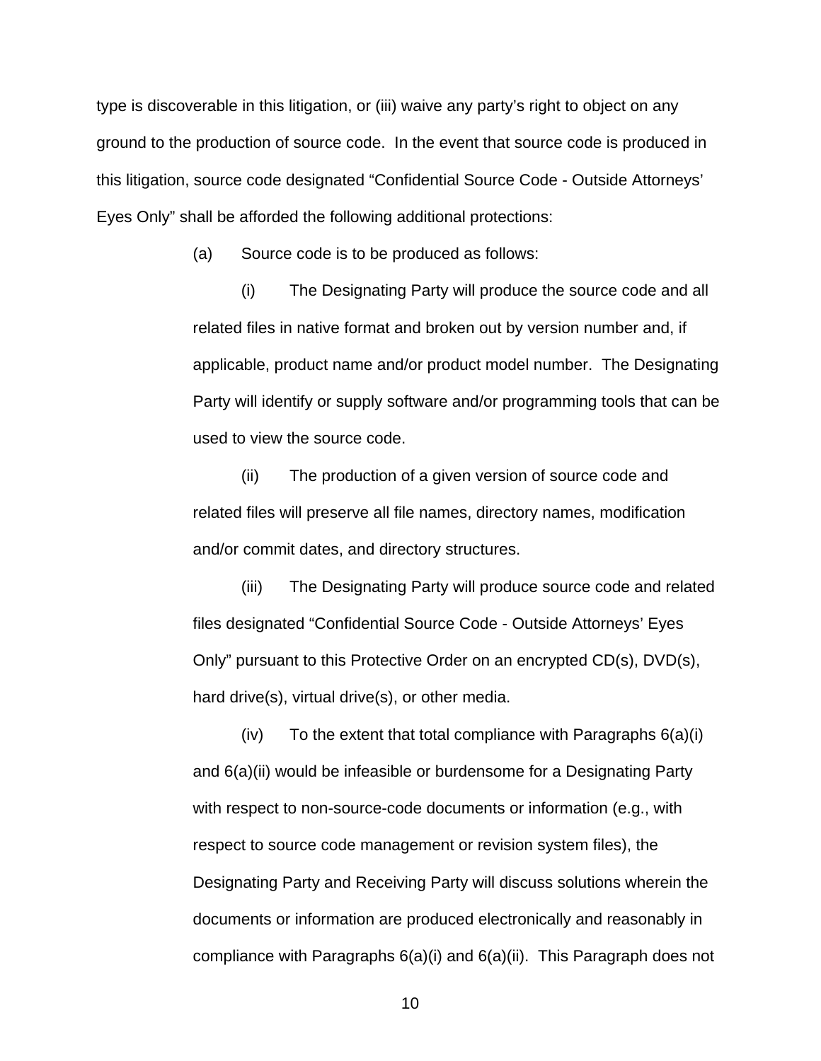type is discoverable in this litigation, or (iii) waive any party's right to object on any ground to the production of source code. In the event that source code is produced in this litigation, source code designated "Confidential Source Code - Outside Attorneys' Eyes Only" shall be afforded the following additional protections:

(a) Source code is to be produced as follows:

(i) The Designating Party will produce the source code and all related files in native format and broken out by version number and, if applicable, product name and/or product model number. The Designating Party will identify or supply software and/or programming tools that can be used to view the source code.

(ii) The production of a given version of source code and related files will preserve all file names, directory names, modification and/or commit dates, and directory structures.

(iii) The Designating Party will produce source code and related files designated "Confidential Source Code - Outside Attorneys' Eyes Only" pursuant to this Protective Order on an encrypted CD(s), DVD(s), hard drive(s), virtual drive(s), or other media.

(iv) To the extent that total compliance with Paragraphs 6(a)(i) and 6(a)(ii) would be infeasible or burdensome for a Designating Party with respect to non-source-code documents or information (e.g., with respect to source code management or revision system files), the Designating Party and Receiving Party will discuss solutions wherein the documents or information are produced electronically and reasonably in compliance with Paragraphs 6(a)(i) and 6(a)(ii). This Paragraph does not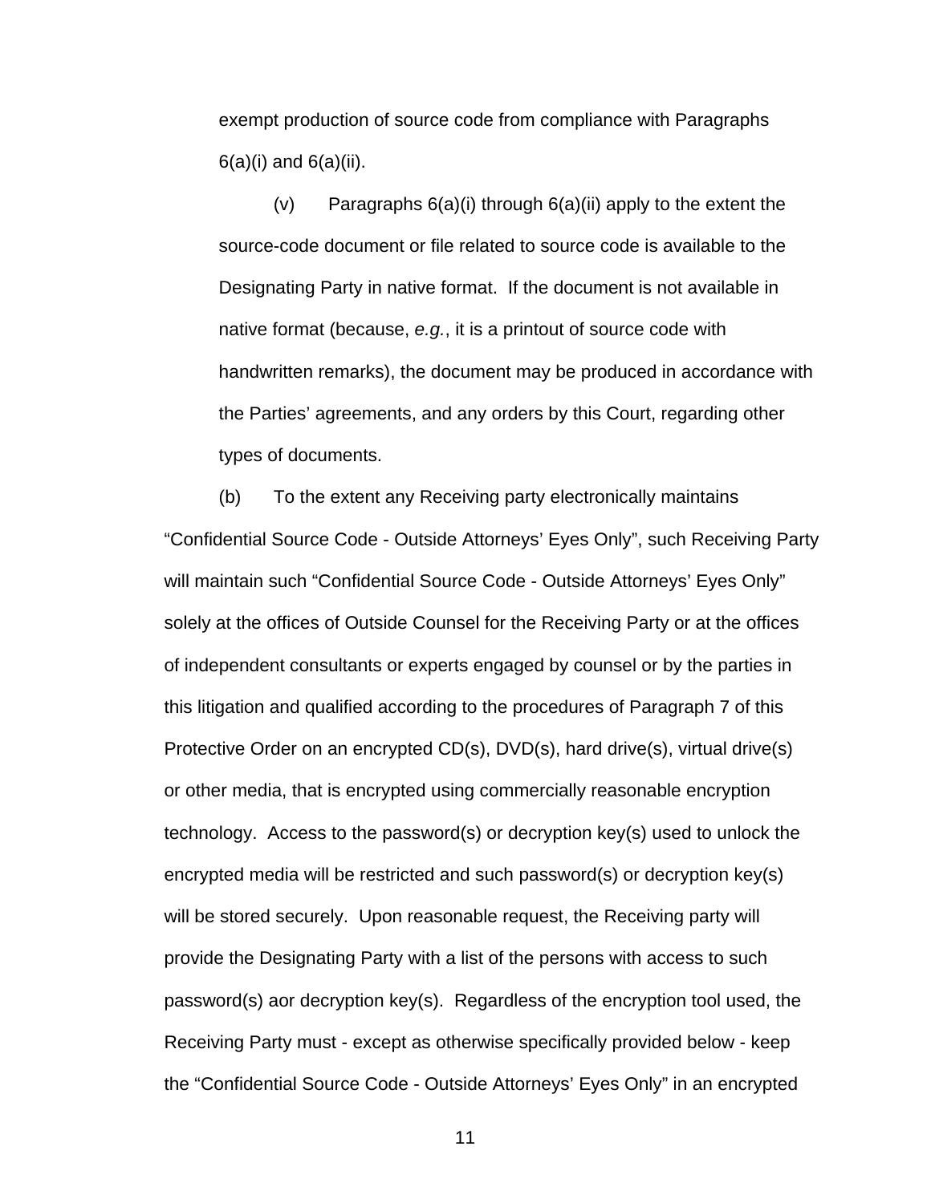exempt production of source code from compliance with Paragraphs 6(a)(i) and 6(a)(ii).

(v) Paragraphs 6(a)(i) through 6(a)(ii) apply to the extent the source-code document or file related to source code is available to the Designating Party in native format. If the document is not available in native format (because, *e.g.*, it is a printout of source code with handwritten remarks), the document may be produced in accordance with the Parties' agreements, and any orders by this Court, regarding other types of documents.

(b) To the extent any Receiving party electronically maintains "Confidential Source Code - Outside Attorneys' Eyes Only", such Receiving Party will maintain such "Confidential Source Code - Outside Attorneys' Eyes Only" solely at the offices of Outside Counsel for the Receiving Party or at the offices of independent consultants or experts engaged by counsel or by the parties in this litigation and qualified according to the procedures of Paragraph 7 of this Protective Order on an encrypted CD(s), DVD(s), hard drive(s), virtual drive(s) or other media, that is encrypted using commercially reasonable encryption technology. Access to the password(s) or decryption key(s) used to unlock the encrypted media will be restricted and such password(s) or decryption key(s) will be stored securely. Upon reasonable request, the Receiving party will provide the Designating Party with a list of the persons with access to such password(s) aor decryption key(s). Regardless of the encryption tool used, the Receiving Party must - except as otherwise specifically provided below - keep the "Confidential Source Code - Outside Attorneys' Eyes Only" in an encrypted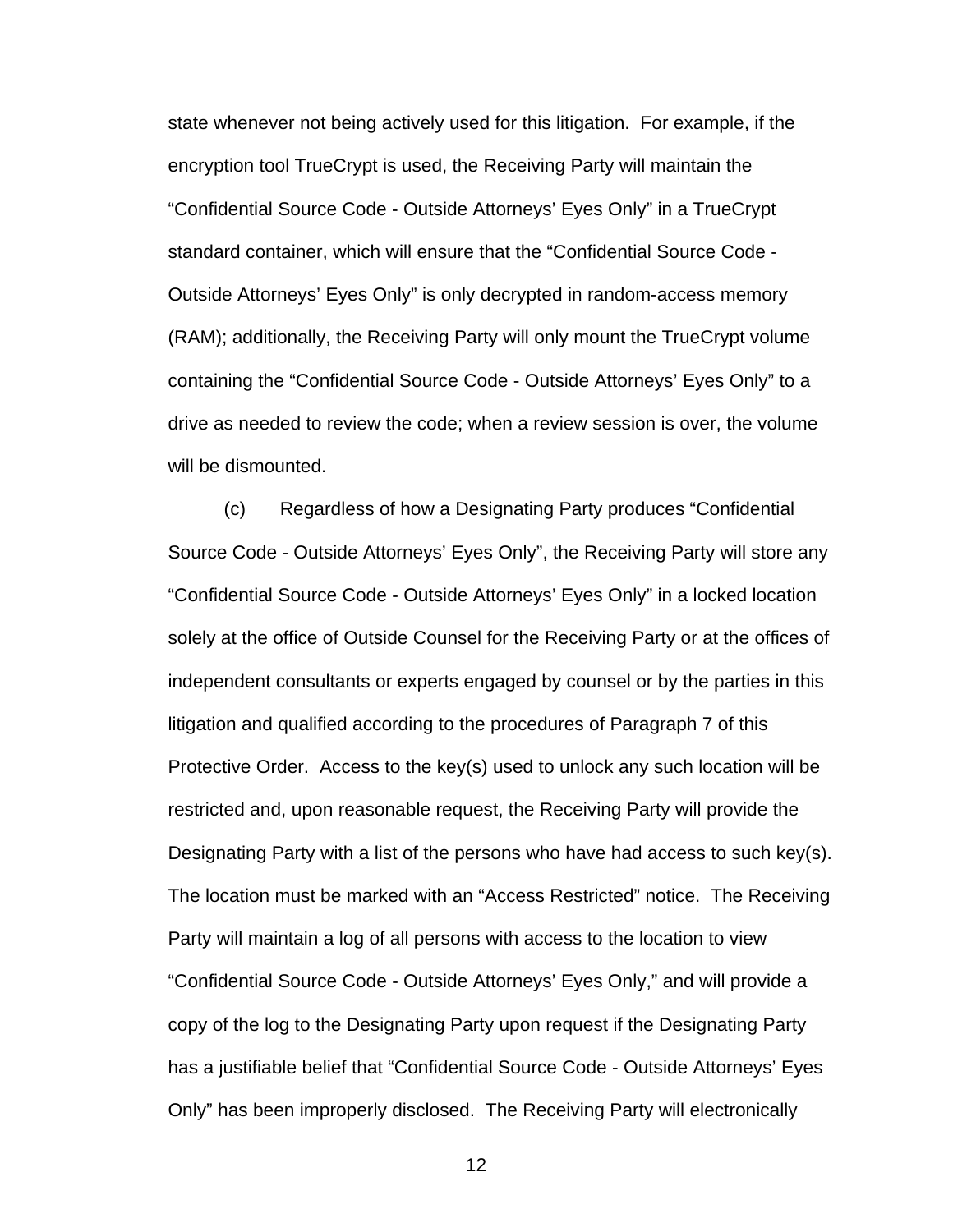state whenever not being actively used for this litigation. For example, if the encryption tool TrueCrypt is used, the Receiving Party will maintain the "Confidential Source Code - Outside Attorneys' Eyes Only" in a TrueCrypt standard container, which will ensure that the "Confidential Source Code - Outside Attorneys' Eyes Only" is only decrypted in random-access memory (RAM); additionally, the Receiving Party will only mount the TrueCrypt volume containing the "Confidential Source Code - Outside Attorneys' Eyes Only" to a drive as needed to review the code; when a review session is over, the volume will be dismounted.

(c) Regardless of how a Designating Party produces "Confidential Source Code - Outside Attorneys' Eyes Only", the Receiving Party will store any "Confidential Source Code - Outside Attorneys' Eyes Only" in a locked location solely at the office of Outside Counsel for the Receiving Party or at the offices of independent consultants or experts engaged by counsel or by the parties in this litigation and qualified according to the procedures of Paragraph 7 of this Protective Order. Access to the key(s) used to unlock any such location will be restricted and, upon reasonable request, the Receiving Party will provide the Designating Party with a list of the persons who have had access to such key(s). The location must be marked with an "Access Restricted" notice. The Receiving Party will maintain a log of all persons with access to the location to view "Confidential Source Code - Outside Attorneys' Eyes Only," and will provide a copy of the log to the Designating Party upon request if the Designating Party has a justifiable belief that "Confidential Source Code - Outside Attorneys' Eyes Only" has been improperly disclosed. The Receiving Party will electronically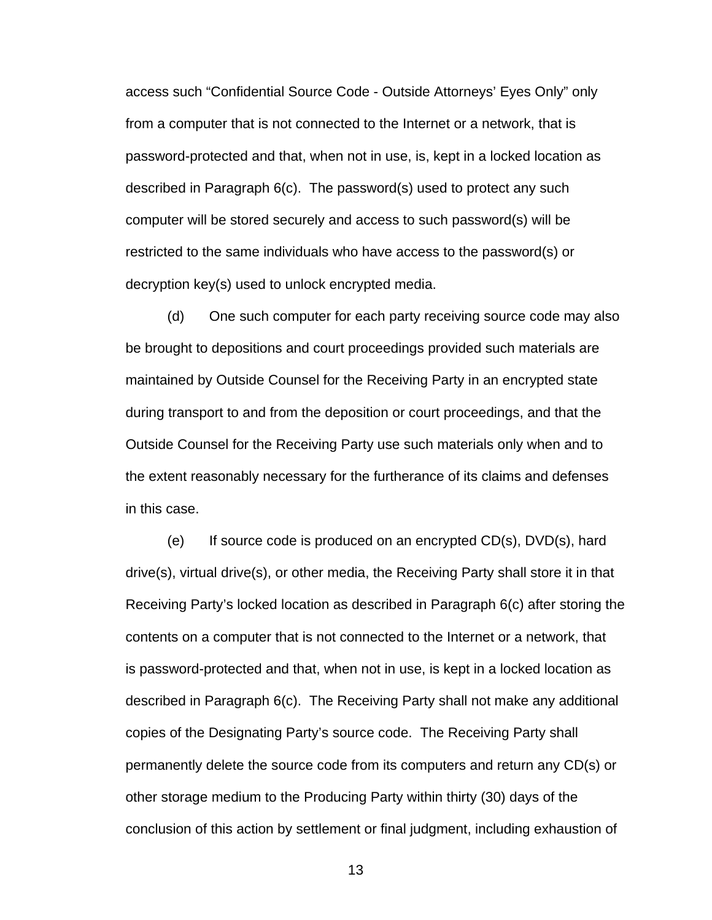access such “Confidential Source Code - Outside Attorneys’ Eyes Only” only from a computer that is not connected to the Internet or a network, that is password-protected and that, when not in use, is, kept in a locked location as described in Paragraph 6(c). The password(s) used to protect any such computer will be stored securely and access to such password(s) will be restricted to the same individuals who have access to the password(s) or decryption key(s) used to unlock encrypted media.

(d) One such computer for each party receiving source code may also be brought to depositions and court proceedings provided such materials are maintained by Outside Counsel for the Receiving Party in an encrypted state during transport to and from the deposition or court proceedings, and that the Outside Counsel for the Receiving Party use such materials only when and to the extent reasonably necessary for the furtherance of its claims and defenses in this case.

(e) If source code is produced on an encrypted CD(s), DVD(s), hard drive(s), virtual drive(s), or other media, the Receiving Party shall store it in that Receiving Party’s locked location as described in Paragraph 6(c) after storing the contents on a computer that is not connected to the Internet or a network, that is password-protected and that, when not in use, is kept in a locked location as described in Paragraph 6(c). The Receiving Party shall not make any additional copies of the Designating Party’s source code. The Receiving Party shall permanently delete the source code from its computers and return any CD(s) or other storage medium to the Producing Party within thirty (30) days of the conclusion of this action by settlement or final judgment, including exhaustion of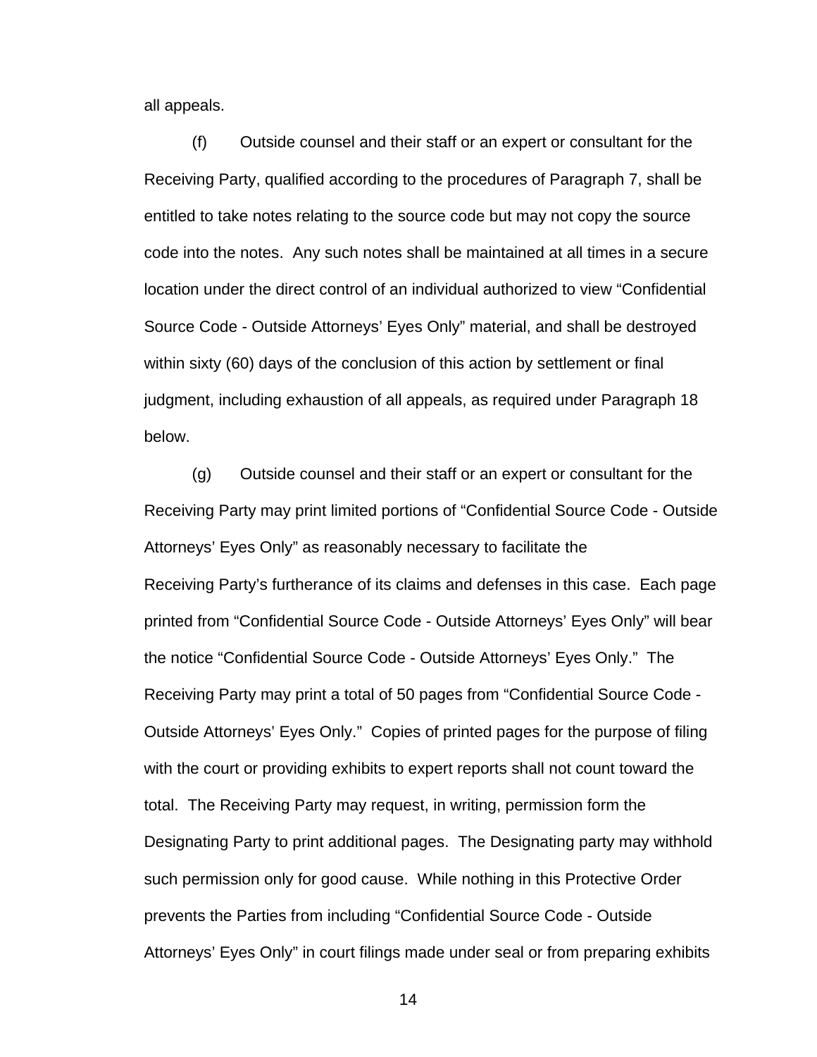all appeals.

(f) Outside counsel and their staff or an expert or consultant for the Receiving Party, qualified according to the procedures of Paragraph 7, shall be entitled to take notes relating to the source code but may not copy the source code into the notes. Any such notes shall be maintained at all times in a secure location under the direct control of an individual authorized to view "Confidential Source Code - Outside Attorneys' Eyes Only" material, and shall be destroyed within sixty (60) days of the conclusion of this action by settlement or final judgment, including exhaustion of all appeals, as required under Paragraph 18 below.

(g) Outside counsel and their staff or an expert or consultant for the Receiving Party may print limited portions of "Confidential Source Code - Outside Attorneys' Eyes Only" as reasonably necessary to facilitate the Receiving Party's furtherance of its claims and defenses in this case. Each page printed from "Confidential Source Code - Outside Attorneys' Eyes Only" will bear the notice "Confidential Source Code - Outside Attorneys' Eyes Only." The Receiving Party may print a total of 50 pages from "Confidential Source Code - Outside Attorneys' Eyes Only." Copies of printed pages for the purpose of filing with the court or providing exhibits to expert reports shall not count toward the total. The Receiving Party may request, in writing, permission form the Designating Party to print additional pages. The Designating party may withhold such permission only for good cause. While nothing in this Protective Order prevents the Parties from including "Confidential Source Code - Outside Attorneys' Eyes Only" in court filings made under seal or from preparing exhibits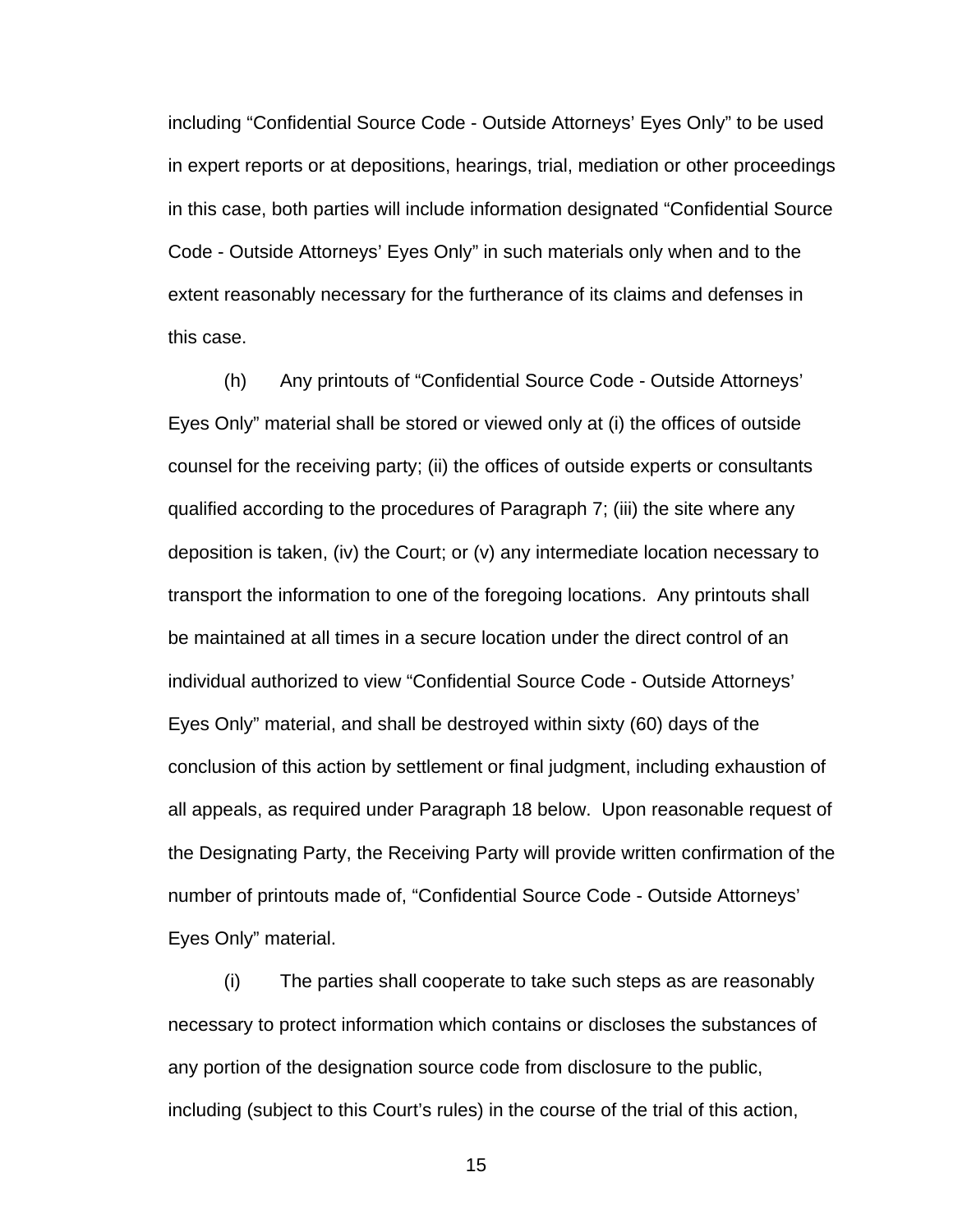including “Confidential Source Code - Outside Attorneys’ Eyes Only” to be used in expert reports or at depositions, hearings, trial, mediation or other proceedings in this case, both parties will include information designated “Confidential Source Code - Outside Attorneys’ Eyes Only” in such materials only when and to the extent reasonably necessary for the furtherance of its claims and defenses in this case.

(h) Any printouts of “Confidential Source Code - Outside Attorneys’ Eyes Only” material shall be stored or viewed only at (i) the offices of outside counsel for the receiving party; (ii) the offices of outside experts or consultants qualified according to the procedures of Paragraph 7; (iii) the site where any deposition is taken, (iv) the Court; or (v) any intermediate location necessary to transport the information to one of the foregoing locations. Any printouts shall be maintained at all times in a secure location under the direct control of an individual authorized to view “Confidential Source Code - Outside Attorneys’ Eyes Only” material, and shall be destroyed within sixty (60) days of the conclusion of this action by settlement or final judgment, including exhaustion of all appeals, as required under Paragraph 18 below. Upon reasonable request of the Designating Party, the Receiving Party will provide written confirmation of the number of printouts made of, “Confidential Source Code - Outside Attorneys’ Eyes Only” material.

(i) The parties shall cooperate to take such steps as are reasonably necessary to protect information which contains or discloses the substances of any portion of the designation source code from disclosure to the public, including (subject to this Court’s rules) in the course of the trial of this action,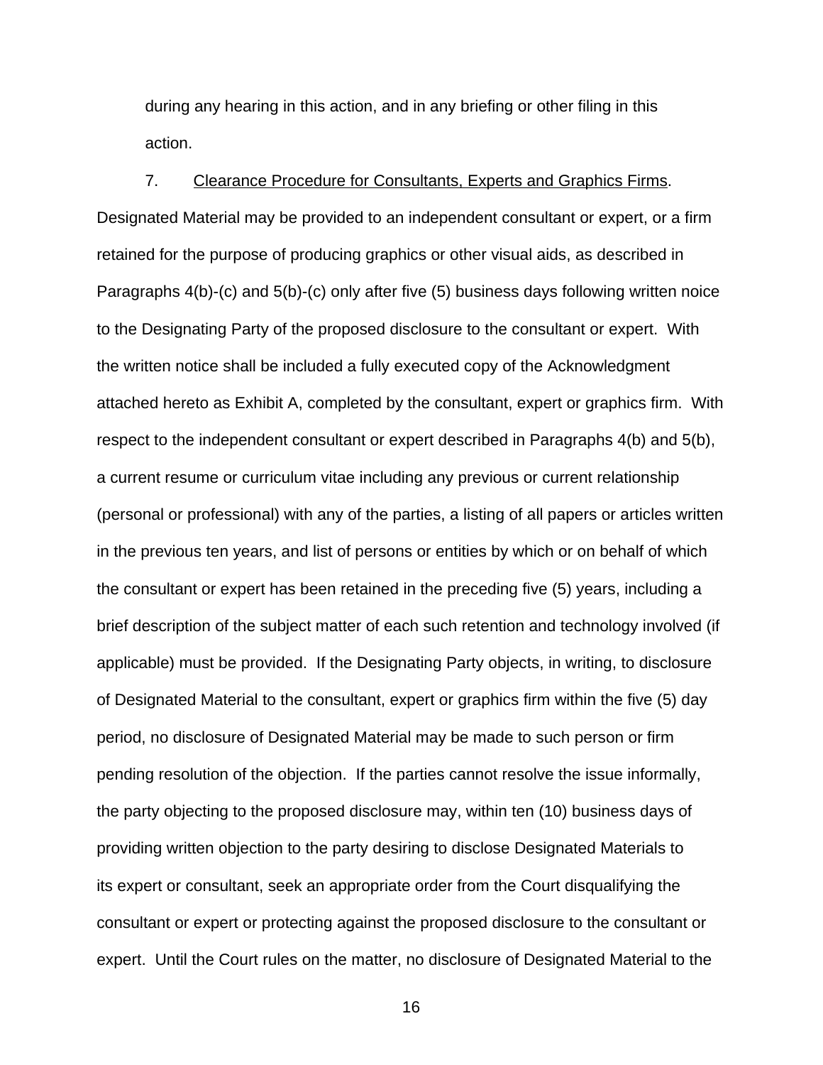during any hearing in this action, and in any briefing or other filing in this action.

7. Clearance Procedure for Consultants, Experts and Graphics Firms. Designated Material may be provided to an independent consultant or expert, or a firm retained for the purpose of producing graphics or other visual aids, as described in Paragraphs 4(b)-(c) and 5(b)-(c) only after five (5) business days following written noice to the Designating Party of the proposed disclosure to the consultant or expert. With the written notice shall be included a fully executed copy of the Acknowledgment attached hereto as Exhibit A, completed by the consultant, expert or graphics firm. With respect to the independent consultant or expert described in Paragraphs 4(b) and 5(b), a current resume or curriculum vitae including any previous or current relationship (personal or professional) with any of the parties, a listing of all papers or articles written in the previous ten years, and list of persons or entities by which or on behalf of which the consultant or expert has been retained in the preceding five (5) years, including a brief description of the subject matter of each such retention and technology involved (if applicable) must be provided. If the Designating Party objects, in writing, to disclosure of Designated Material to the consultant, expert or graphics firm within the five (5) day period, no disclosure of Designated Material may be made to such person or firm pending resolution of the objection. If the parties cannot resolve the issue informally, the party objecting to the proposed disclosure may, within ten (10) business days of providing written objection to the party desiring to disclose Designated Materials to its expert or consultant, seek an appropriate order from the Court disqualifying the consultant or expert or protecting against the proposed disclosure to the consultant or expert. Until the Court rules on the matter, no disclosure of Designated Material to the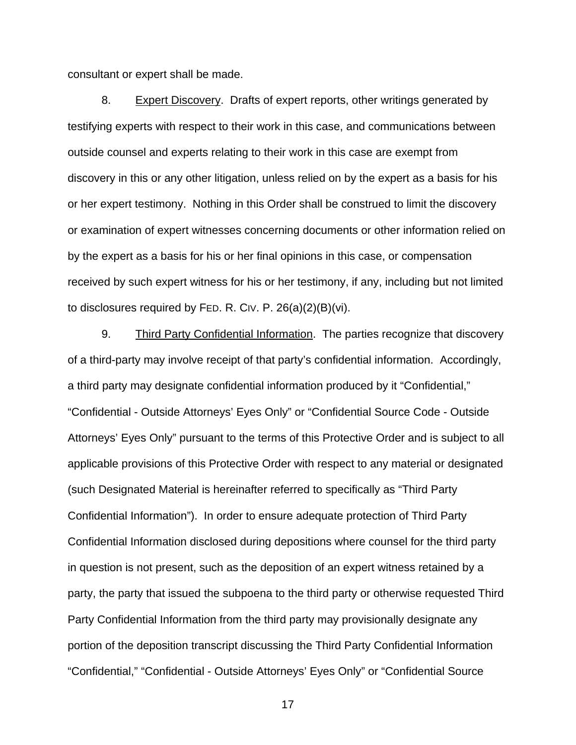consultant or expert shall be made.

8. Expert Discovery. Drafts of expert reports, other writings generated by testifying experts with respect to their work in this case, and communications between outside counsel and experts relating to their work in this case are exempt from discovery in this or any other litigation, unless relied on by the expert as a basis for his or her expert testimony. Nothing in this Order shall be construed to limit the discovery or examination of expert witnesses concerning documents or other information relied on by the expert as a basis for his or her final opinions in this case, or compensation received by such expert witness for his or her testimony, if any, including but not limited to disclosures required by FED. R. CIV. P. 26(a)(2)(B)(vi).

9. Third Party Confidential Information. The parties recognize that discovery of a third-party may involve receipt of that party's confidential information. Accordingly, a third party may designate confidential information produced by it "Confidential," "Confidential - Outside Attorneys' Eyes Only" or "Confidential Source Code - Outside Attorneys' Eyes Only" pursuant to the terms of this Protective Order and is subject to all applicable provisions of this Protective Order with respect to any material or designated (such Designated Material is hereinafter referred to specifically as "Third Party Confidential Information"). In order to ensure adequate protection of Third Party Confidential Information disclosed during depositions where counsel for the third party in question is not present, such as the deposition of an expert witness retained by a party, the party that issued the subpoena to the third party or otherwise requested Third Party Confidential Information from the third party may provisionally designate any portion of the deposition transcript discussing the Third Party Confidential Information "Confidential," "Confidential - Outside Attorneys' Eyes Only" or "Confidential Source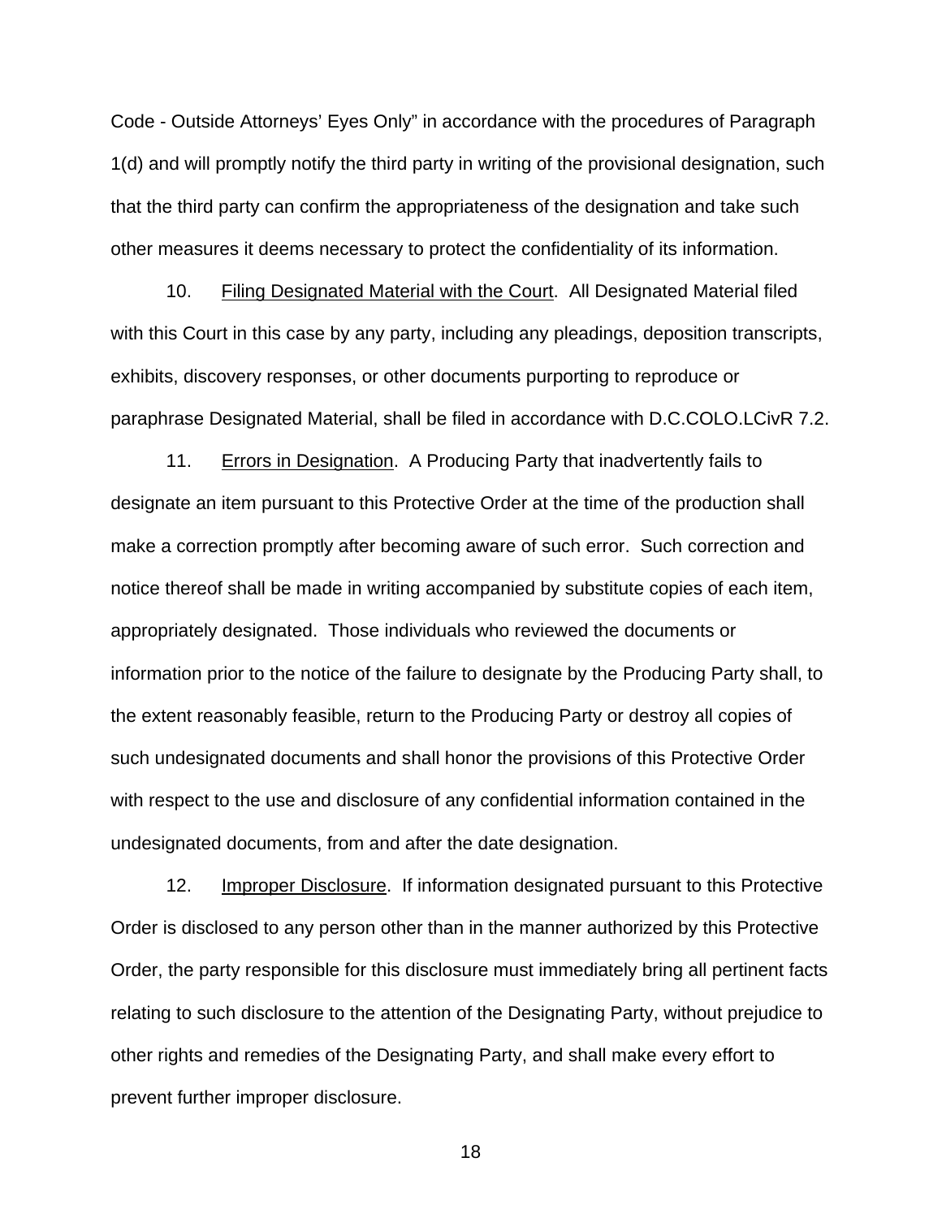Code - Outside Attorneys' Eyes Only" in accordance with the procedures of Paragraph 1(d) and will promptly notify the third party in writing of the provisional designation, such that the third party can confirm the appropriateness of the designation and take such other measures it deems necessary to protect the confidentiality of its information.

10. Filing Designated Material with the Court. All Designated Material filed with this Court in this case by any party, including any pleadings, deposition transcripts, exhibits, discovery responses, or other documents purporting to reproduce or paraphrase Designated Material, shall be filed in accordance with D.C.COLO.LCivR 7.2.

11. Errors in Designation. A Producing Party that inadvertently fails to designate an item pursuant to this Protective Order at the time of the production shall make a correction promptly after becoming aware of such error. Such correction and notice thereof shall be made in writing accompanied by substitute copies of each item, appropriately designated. Those individuals who reviewed the documents or information prior to the notice of the failure to designate by the Producing Party shall, to the extent reasonably feasible, return to the Producing Party or destroy all copies of such undesignated documents and shall honor the provisions of this Protective Order with respect to the use and disclosure of any confidential information contained in the undesignated documents, from and after the date designation.

12. Improper Disclosure. If information designated pursuant to this Protective Order is disclosed to any person other than in the manner authorized by this Protective Order, the party responsible for this disclosure must immediately bring all pertinent facts relating to such disclosure to the attention of the Designating Party, without prejudice to other rights and remedies of the Designating Party, and shall make every effort to prevent further improper disclosure.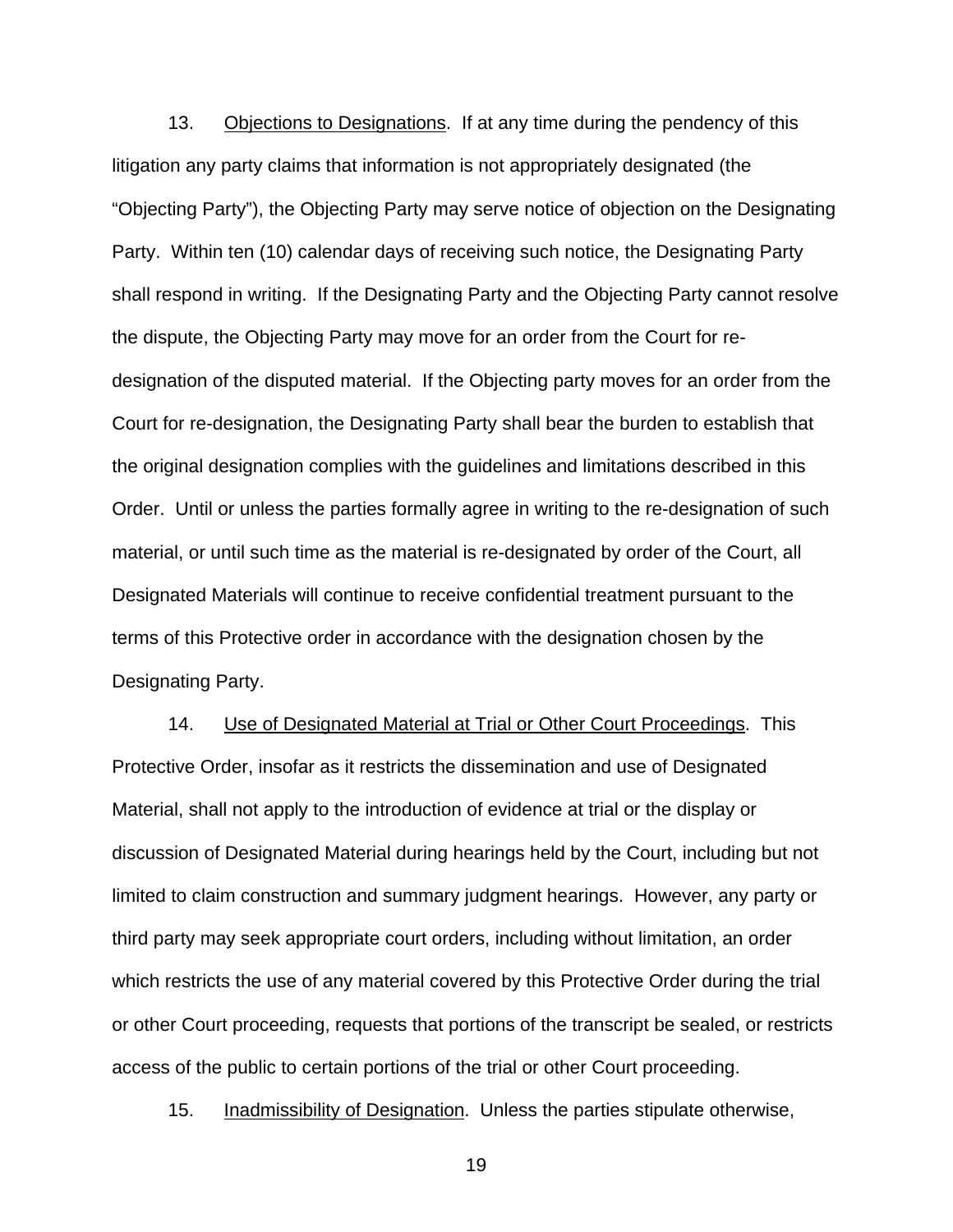13. Objections to Designations. If at any time during the pendency of this litigation any party claims that information is not appropriately designated (the "Objecting Party"), the Objecting Party may serve notice of objection on the Designating Party. Within ten (10) calendar days of receiving such notice, the Designating Party shall respond in writing. If the Designating Party and the Objecting Party cannot resolve the dispute, the Objecting Party may move for an order from the Court for re-designation of the disputed material. If the Objecting party moves for an order from the Court for re-designation, the Designating Party shall bear the burden to establish that the original designation complies with the guidelines and limitations described in this Order. Until or unless the parties formally agree in writing to the re-designation of such material, or until such time as the material is re-designated by order of the Court, all Designated Materials will continue to receive confidential treatment pursuant to the terms of this Protective order in accordance with the designation chosen by the Designating Party.

14. Use of Designated Material at Trial or Other Court Proceedings. This Protective Order, insofar as it restricts the dissemination and use of Designated Material, shall not apply to the introduction of evidence at trial or the display or discussion of Designated Material during hearings held by the Court, including but not limited to claim construction and summary judgment hearings. However, any party or third party may seek appropriate court orders, including without limitation, an order which restricts the use of any material covered by this Protective Order during the trial or other Court proceeding, requests that portions of the transcript be sealed, or restricts access of the public to certain portions of the trial or other Court proceeding.

15. Inadmissibility of Designation. Unless the parties stipulate otherwise,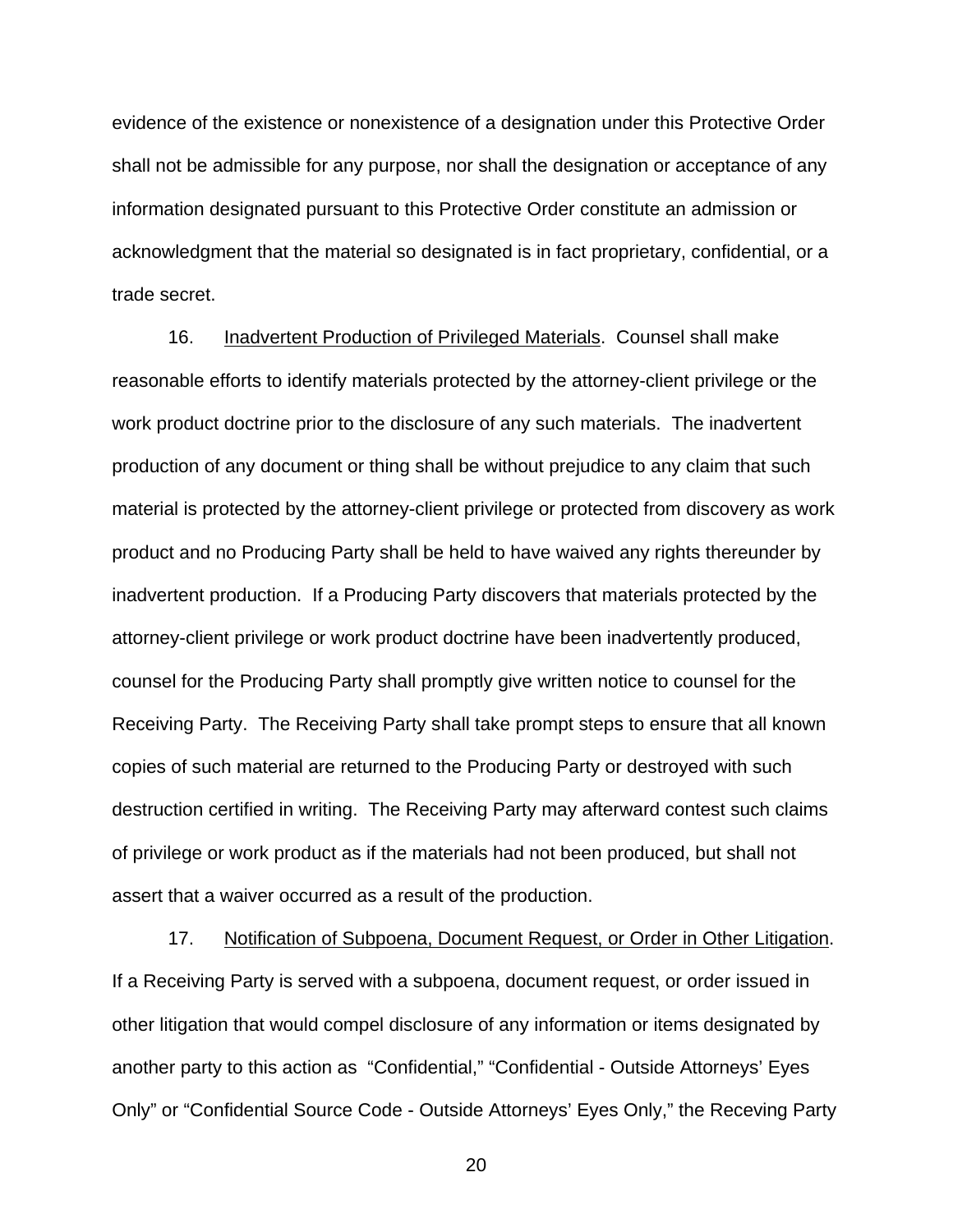evidence of the existence or nonexistence of a designation under this Protective Order shall not be admissible for any purpose, nor shall the designation or acceptance of any information designated pursuant to this Protective Order constitute an admission or acknowledgment that the material so designated is in fact proprietary, confidential, or a trade secret.

16. Inadvertent Production of Privileged Materials. Counsel shall make reasonable efforts to identify materials protected by the attorney-client privilege or the work product doctrine prior to the disclosure of any such materials. The inadvertent production of any document or thing shall be without prejudice to any claim that such material is protected by the attorney-client privilege or protected from discovery as work product and no Producing Party shall be held to have waived any rights thereunder by inadvertent production. If a Producing Party discovers that materials protected by the attorney-client privilege or work product doctrine have been inadvertently produced, counsel for the Producing Party shall promptly give written notice to counsel for the Receiving Party. The Receiving Party shall take prompt steps to ensure that all known copies of such material are returned to the Producing Party or destroyed with such destruction certified in writing. The Receiving Party may afterward contest such claims of privilege or work product as if the materials had not been produced, but shall not assert that a waiver occurred as a result of the production.

17. Notification of Subpoena, Document Request, or Order in Other Litigation. If a Receiving Party is served with a subpoena, document request, or order issued in other litigation that would compel disclosure of any information or items designated by another party to this action as "Confidential," "Confidential - Outside Attorneys' Eyes Only" or "Confidential Source Code - Outside Attorneys' Eyes Only," the Receving Party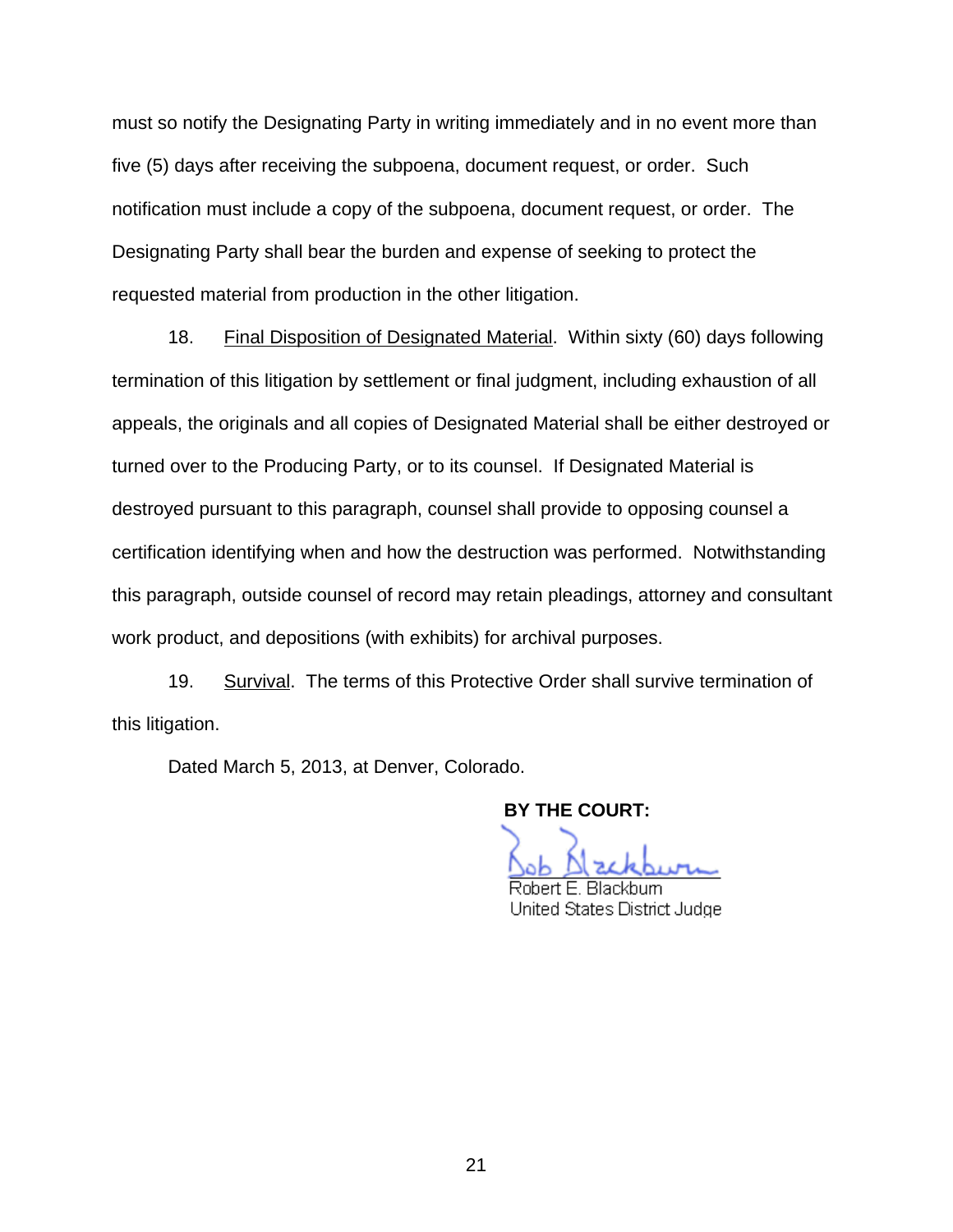must so notify the Designating Party in writing immediately and in no event more than five (5) days after receiving the subpoena, document request, or order. Such notification must include a copy of the subpoena, document request, or order. The Designating Party shall bear the burden and expense of seeking to protect the requested material from production in the other litigation.

18. Final Disposition of Designated Material. Within sixty (60) days following termination of this litigation by settlement or final judgment, including exhaustion of all appeals, the originals and all copies of Designated Material shall be either destroyed or turned over to the Producing Party, or to its counsel. If Designated Material is destroyed pursuant to this paragraph, counsel shall provide to opposing counsel a certification identifying when and how the destruction was performed. Notwithstanding this paragraph, outside counsel of record may retain pleadings, attorney and consultant work product, and depositions (with exhibits) for archival purposes.

19. Survival. The terms of this Protective Order shall survive termination of this litigation.

Dated March 5, 2013, at Denver, Colorado.

**BY THE COURT:**

Bob Blackburn

Robert E. Blackburn
United States District Judge